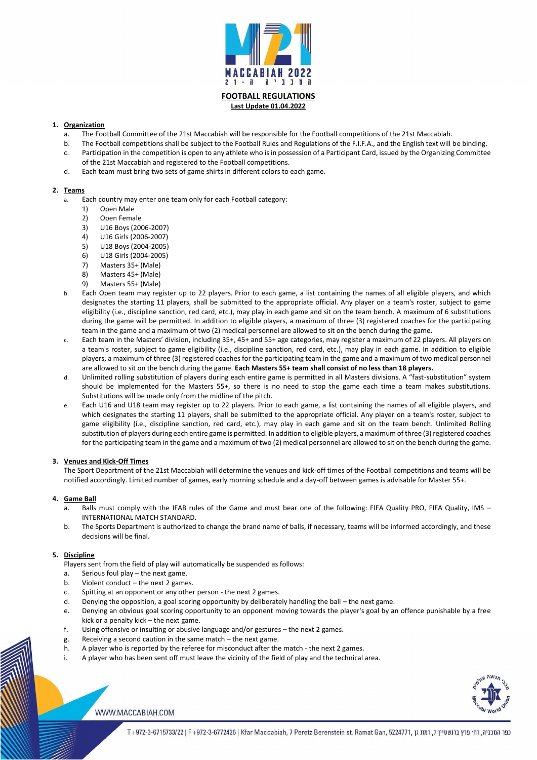# FOOTBALL REGULATIONS

**Last Update 01.04.2022**

1. **Organization**
   a. The Football Committee of the 21st Maccabiah will be responsible for the Football competitions of the 21st Maccabiah.
   b. The Football competitions shall be subject to the Football Rules and Regulations of the F.I.F.A., and the English text will be binding.
   c. Participation in the competition is open to any athlete who is in possession of a Participant Card, issued by the Organizing Committee of the 21st Maccabiah and registered to the Football competitions.
   d. Each team must bring two sets of game shirts in different colors to each game.

2. **Teams**
   a. Each country may enter one team only for each Football category:
      1) Open Male
      2) Open Female
      3) U16 Boys (2006-2007)
      4) U16 Girls (2006-2007)
      5) U18 Boys (2004-2005)
      6) U18 Girls (2004-2005)
      7) Masters 35+ (Male)
      8) Masters 45+ (Male)
      9) Masters 55+ (Male)
   b. Each Open team may register up to 22 players. Prior to each game, a list containing the names of all eligible players, and which designates the starting 11 players, shall be submitted to the appropriate official. Any player on a team's roster, subject to game eligibility (i.e., discipline sanction, red card, etc.), may play in each game and sit on the team bench. A maximum of 6 substitutions during the game will be permitted. In addition to eligible players, a maximum of three (3) registered coaches for the participating team in the game and a maximum of two (2) medical personnel are allowed to sit on the bench during the game.
   c. Each team in the Masters' division, including 35+, 45+ and 55+ age categories, may register a maximum of 22 players. All players on a team's roster, subject to game eligibility (i.e., discipline sanction, red card, etc.), may play in each game. In addition to eligible players, a maximum of three (3) registered coaches for the participating team in the game and a maximum of two medical personnel are allowed to sit on the bench during the game. **Each Masters 55+ team shall consist of no less than 18 players.**
   d. Unlimited rolling substitution of players during each entire game is permitted in all Masters divisions. A "fast-substitution" system should be implemented for the Masters 55+, so there is no need to stop the game each time a team makes substitutions. Substitutions will be made only from the midline of the pitch.
   e. Each U16 and U18 team may register up to 22 players. Prior to each game, a list containing the names of all eligible players, and which designates the starting 11 players, shall be submitted to the appropriate official. Any player on a team's roster, subject to game eligibility (i.e., discipline sanction, red card, etc.), may play in each game and sit on the team bench. Unlimited Rolling substitution of players during each entire game is permitted. In addition to eligible players, a maximum of three (3) registered coaches for the participating team in the game and a maximum of two (2) medical personnel are allowed to sit on the bench during the game.

3. **Venues and Kick-Off Times**
   The Sport Department of the 21st Maccabiah will determine the venues and kick-off times of the Football competitions and teams will be notified accordingly. Limited number of games, early morning schedule and a day-off between games is advisable for Master 55+.

4. **Game Ball**
   a. Balls must comply with the IFAB rules of the Game and must bear one of the following: FIFA Quality PRO, FIFA Quality, IMS – INTERNATIONAL MATCH STANDARD.
   b. The Sports Department is authorized to change the brand name of balls, if necessary, teams will be informed accordingly, and these decisions will be final.

5. **Discipline**
   Players sent from the field of play will automatically be suspended as follows:
   a. Serious foul play – the next game.
   b. Violent conduct – the next 2 games.
   c. Spitting at an opponent or any other person - the next 2 games.
   d. Denying the opposition, a goal scoring opportunity by deliberately handling the ball – the next game.
   e. Denying an obvious goal scoring opportunity to an opponent moving towards the player's goal by an offence punishable by a free kick or a penalty kick – the next game.
   f. Using offensive or insulting or abusive language and/or gestures – the next 2 games.
   g. Receiving a second caution in the same match – the next game.
   h. A player who is reported by the referee for misconduct after the match - the next 2 games.
   i. A player who has been sent off must leave the vicinity of the field of play and the technical area.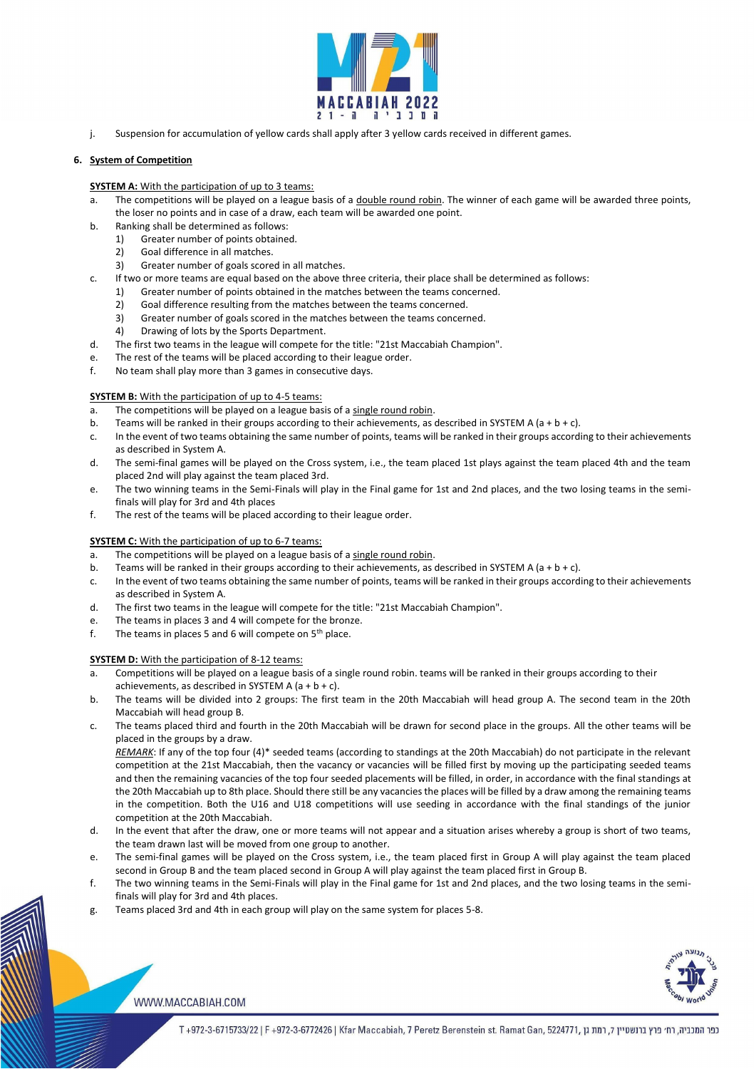j. Suspension for accumulation of yellow cards shall apply after 3 yellow cards received in different games.

## 6. System of Competition

**SYSTEM A:** With the participation of up to 3 teams:

a. The competitions will be played on a league basis of a double round robin. The winner of each game will be awarded three points, the loser no points and in case of a draw, each team will be awarded one point.

b. Ranking shall be determined as follows:
   1) Greater number of points obtained.
   2) Goal difference in all matches.
   3) Greater number of goals scored in all matches.

c. If two or more teams are equal based on the above three criteria, their place shall be determined as follows:
   1) Greater number of points obtained in the matches between the teams concerned.
   2) Goal difference resulting from the matches between the teams concerned.
   3) Greater number of goals scored in the matches between the teams concerned.
   4) Drawing of lots by the Sports Department.

d. The first two teams in the league will compete for the title: "21st Maccabiah Champion".

e. The rest of the teams will be placed according to their league order.

f. No team shall play more than 3 games in consecutive days.

**SYSTEM B:** With the participation of up to 4-5 teams:

a. The competitions will be played on a league basis of a single round robin.

b. Teams will be ranked in their groups according to their achievements, as described in SYSTEM A (a + b + c).

c. In the event of two teams obtaining the same number of points, teams will be ranked in their groups according to their achievements as described in System A.

d. The semi-final games will be played on the Cross system, i.e., the team placed 1st plays against the team placed 4th and the team placed 2nd will play against the team placed 3rd.

e. The two winning teams in the Semi-Finals will play in the Final game for 1st and 2nd places, and the two losing teams in the semi-finals will play for 3rd and 4th places

f. The rest of the teams will be placed according to their league order.

**SYSTEM C:** With the participation of up to 6-7 teams:

a. The competitions will be played on a league basis of a single round robin.

b. Teams will be ranked in their groups according to their achievements, as described in SYSTEM A (a + b + c).

c. In the event of two teams obtaining the same number of points, teams will be ranked in their groups according to their achievements as described in System A.

d. The first two teams in the league will compete for the title: "21st Maccabiah Champion".

e. The teams in places 3 and 4 will compete for the bronze.

f. The teams in places 5 and 6 will compete on 5th place.

**SYSTEM D:** With the participation of 8-12 teams:

a. Competitions will be played on a league basis of a single round robin. teams will be ranked in their groups according to their achievements, as described in SYSTEM A (a + b + c).

b. The teams will be divided into 2 groups: The first team in the 20th Maccabiah will head group A. The second team in the 20th Maccabiah will head group B.

c. The teams placed third and fourth in the 20th Maccabiah will be drawn for second place in the groups. All the other teams will be placed in the groups by a draw.

   *REMARK*: If any of the top four (4)* seeded teams (according to standings at the 20th Maccabiah) do not participate in the relevant competition at the 21st Maccabiah, then the vacancy or vacancies will be filled first by moving up the participating seeded teams and then the remaining vacancies of the top four seeded placements will be filled, in order, in accordance with the final standings at the 20th Maccabiah up to 8th place. Should there still be any vacancies the places will be filled by a draw among the remaining teams in the competition. Both the U16 and U18 competitions will use seeding in accordance with the final standings of the junior competition at the 20th Maccabiah.

d. In the event that after the draw, one or more teams will not appear and a situation arises whereby a group is short of two teams, the team drawn last will be moved from one group to another.

e. The semi-final games will be played on the Cross system, i.e., the team placed first in Group A will play against the team placed second in Group B and the team placed second in Group A will play against the team placed first in Group B.

f. The two winning teams in the Semi-Finals will play in the Final game for 1st and 2nd places, and the two losing teams in the semi-finals will play for 3rd and 4th places.

g. Teams placed 3rd and 4th in each group will play on the same system for places 5-8.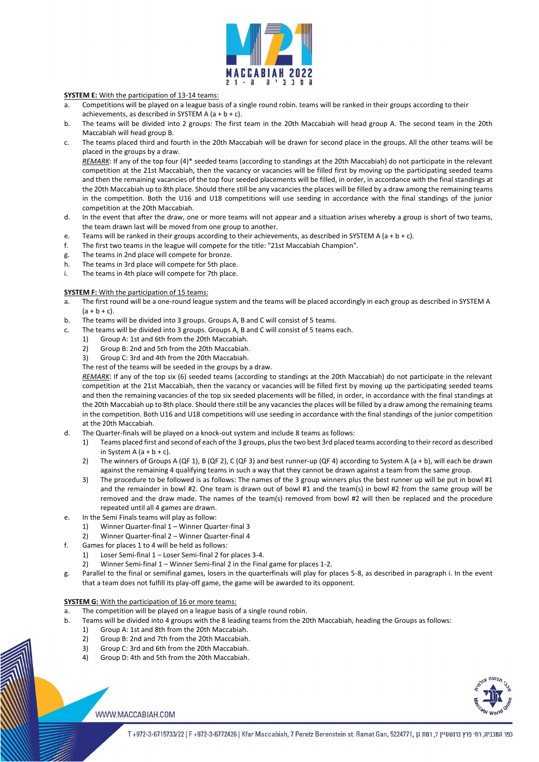**SYSTEM E:** With the participation of 13-14 teams:

a. Competitions will be played on a league basis of a single round robin. teams will be ranked in their groups according to their achievements, as described in SYSTEM A (a + b + c).

b. The teams will be divided into 2 groups: The first team in the 20th Maccabiah will head group A. The second team in the 20th Maccabiah will head group B.

c. The teams placed third and fourth in the 20th Maccabiah will be drawn for second place in the groups. All the other teams will be placed in the groups by a draw.

*REMARK*: If any of the top four (4)* seeded teams (according to standings at the 20th Maccabiah) do not participate in the relevant competition at the 21st Maccabiah, then the vacancy or vacancies will be filled first by moving up the participating seeded teams and then the remaining vacancies of the top four seeded placements will be filled, in order, in accordance with the final standings at the 20th Maccabiah up to 8th place. Should there still be any vacancies the places will be filled by a draw among the remaining teams in the competition. Both the U16 and U18 competitions will use seeding in accordance with the final standings of the junior competition at the 20th Maccabiah.

d. In the event that after the draw, one or more teams will not appear and a situation arises whereby a group is short of two teams, the team drawn last will be moved from one group to another.

e. Teams will be ranked in their groups according to their achievements, as described in SYSTEM A (a + b + c).

f. The first two teams in the league will compete for the title: "21st Maccabiah Champion".

g. The teams in 2nd place will compete for bronze.

h. The teams in 3rd place will compete for 5th place.

i. The teams in 4th place will compete for 7th place.

**SYSTEM F:** With the participation of 15 teams:

a. The first round will be a one-round league system and the teams will be placed accordingly in each group as described in SYSTEM A (a + b + c).

b. The teams will be divided into 3 groups. Groups A, B and C will consist of 5 teams.

c. The teams will be divided into 3 groups. Groups A, B and C will consist of 5 teams each.
   1) Group A: 1st and 6th from the 20th Maccabiah.
   2) Group B: 2nd and 5th from the 20th Maccabiah.
   3) Group C: 3rd and 4th from the 20th Maccabiah.

   The rest of the teams will be seeded in the groups by a draw.

   *REMARK*: If any of the top six (6) seeded teams (according to standings at the 20th Maccabiah) do not participate in the relevant competition at the 21st Maccabiah, then the vacancy or vacancies will be filled first by moving up the participating seeded teams and then the remaining vacancies of the top six seeded placements will be filled, in order, in accordance with the final standings at the 20th Maccabiah up to 8th place. Should there still be any vacancies the places will be filled by a draw among the remaining teams in the competition. Both U16 and U18 competitions will use seeding in accordance with the final standings of the junior competition at the 20th Maccabiah.

d. The Quarter-finals will be played on a knock-out system and include 8 teams as follows:
   1) Teams placed first and second of each of the 3 groups, plus the two best 3rd placed teams according to their record as described in System A (a + b + c).
   2) The winners of Groups A (QF 1), B (QF 2), C (QF 3) and best runner-up (QF 4) according to System A (a + b), will each be drawn against the remaining 4 qualifying teams in such a way that they cannot be drawn against a team from the same group.
   3) The procedure to be followed is as follows: The names of the 3 group winners plus the best runner up will be put in bowl #1 and the remainder in bowl #2. One team is drawn out of bowl #1 and the team(s) in bowl #2 from the same group will be removed and the draw made. The names of the team(s) removed from bowl #2 will then be replaced and the procedure repeated until all 4 games are drawn.

e. In the Semi Finals teams will play as follow:
   1) Winner Quarter-final 1 – Winner Quarter-final 3
   2) Winner Quarter-final 2 – Winner Quarter-final 4

f. Games for places 1 to 4 will be held as follows:
   1) Loser Semi-final 1 – Loser Semi-final 2 for places 3-4.
   2) Winner Semi-final 1 – Winner Semi-final 2 in the Final game for places 1-2.

g. Parallel to the final or semifinal games, losers in the quarterfinals will play for places 5-8, as described in paragraph i. In the event that a team does not fulfill its play-off game, the game will be awarded to its opponent.

**SYSTEM G:** With the participation of 16 or more teams:

a. The competition will be played on a league basis of a single round robin.

b. Teams will be divided into 4 groups with the 8 leading teams from the 20th Maccabiah, heading the Groups as follows:
   1) Group A: 1st and 8th from the 20th Maccabiah.
   2) Group B: 2nd and 7th from the 20th Maccabiah.
   3) Group C: 3rd and 6th from the 20th Maccabiah.
   4) Group D: 4th and 5th from the 20th Maccabiah.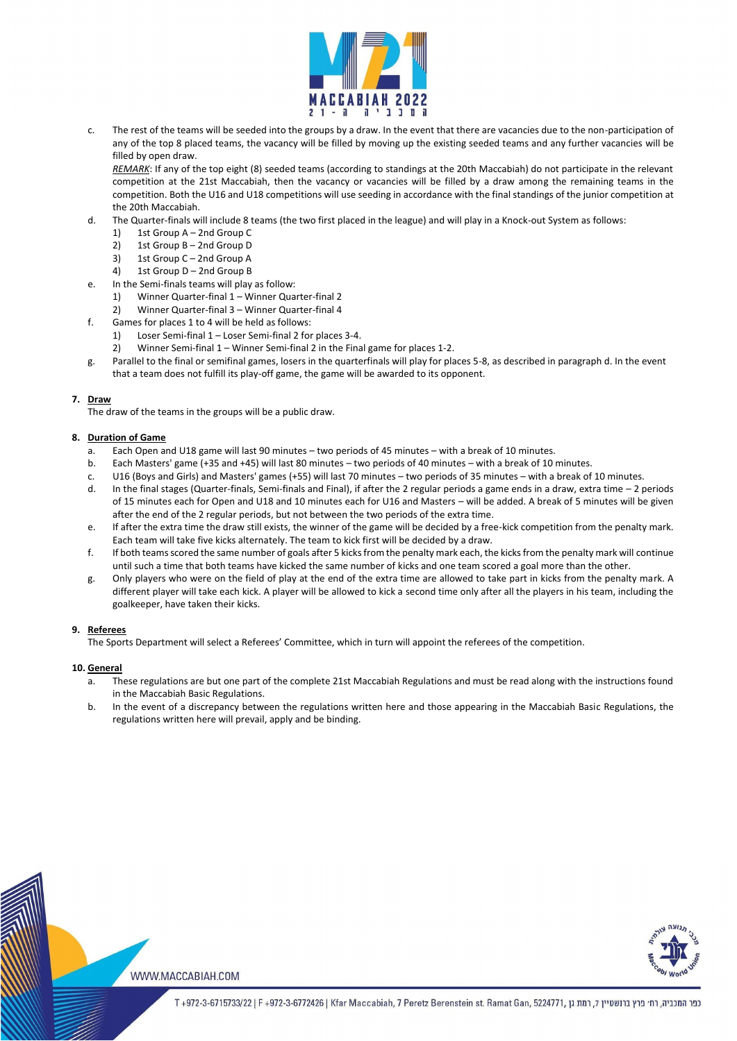c. The rest of the teams will be seeded into the groups by a draw. In the event that there are vacancies due to the non-participation of any of the top 8 placed teams, the vacancy will be filled by moving up the existing seeded teams and any further vacancies will be filled by open draw.

*REMARK*: If any of the top eight (8) seeded teams (according to standings at the 20th Maccabiah) do not participate in the relevant competition at the 21st Maccabiah, then the vacancy or vacancies will be filled by a draw among the remaining teams in the competition. Both the U16 and U18 competitions will use seeding in accordance with the final standings of the junior competition at the 20th Maccabiah.

d. The Quarter-finals will include 8 teams (the two first placed in the league) and will play in a Knock-out System as follows:
   1) 1st Group A – 2nd Group C
   2) 1st Group B – 2nd Group D
   3) 1st Group C – 2nd Group A
   4) 1st Group D – 2nd Group B

e. In the Semi-finals teams will play as follow:
   1) Winner Quarter-final 1 – Winner Quarter-final 2
   2) Winner Quarter-final 3 – Winner Quarter-final 4

f. Games for places 1 to 4 will be held as follows:
   1) Loser Semi-final 1 – Loser Semi-final 2 for places 3-4.
   2) Winner Semi-final 1 – Winner Semi-final 2 in the Final game for places 1-2.

g. Parallel to the final or semifinal games, losers in the quarterfinals will play for places 5-8, as described in paragraph d. In the event that a team does not fulfill its play-off game, the game will be awarded to its opponent.

## 7. Draw

The draw of the teams in the groups will be a public draw.

## 8. Duration of Game

a. Each Open and U18 game will last 90 minutes – two periods of 45 minutes – with a break of 10 minutes.

b. Each Masters' game (+35 and +45) will last 80 minutes – two periods of 40 minutes – with a break of 10 minutes.

c. U16 (Boys and Girls) and Masters' games (+55) will last 70 minutes – two periods of 35 minutes – with a break of 10 minutes.

d. In the final stages (Quarter-finals, Semi-finals and Final), if after the 2 regular periods a game ends in a draw, extra time – 2 periods of 15 minutes each for Open and U18 and 10 minutes each for U16 and Masters – will be added. A break of 5 minutes will be given after the end of the 2 regular periods, but not between the two periods of the extra time.

e. If after the extra time the draw still exists, the winner of the game will be decided by a free-kick competition from the penalty mark. Each team will take five kicks alternately. The team to kick first will be decided by a draw.

f. If both teams scored the same number of goals after 5 kicks from the penalty mark each, the kicks from the penalty mark will continue until such a time that both teams have kicked the same number of kicks and one team scored a goal more than the other.

g. Only players who were on the field of play at the end of the extra time are allowed to take part in kicks from the penalty mark. A different player will take each kick. A player will be allowed to kick a second time only after all the players in his team, including the goalkeeper, have taken their kicks.

## 9. Referees

The Sports Department will select a Referees' Committee, which in turn will appoint the referees of the competition.

## 10. General

a. These regulations are but one part of the complete 21st Maccabiah Regulations and must be read along with the instructions found in the Maccabiah Basic Regulations.

b. In the event of a discrepancy between the regulations written here and those appearing in the Maccabiah Basic Regulations, the regulations written here will prevail, apply and be binding.